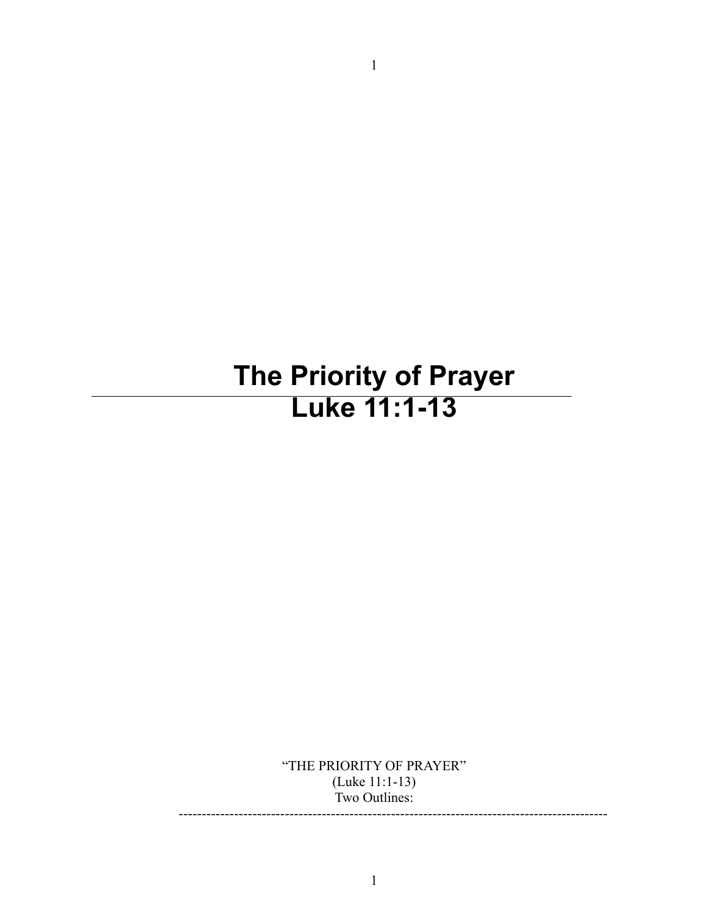# The Priority of Prayer
# Luke 11:1-13

"THE PRIORITY OF PRAYER"
(Luke 11:1-13)
Two Outlines:

---------------------------------------------------------------------------------------------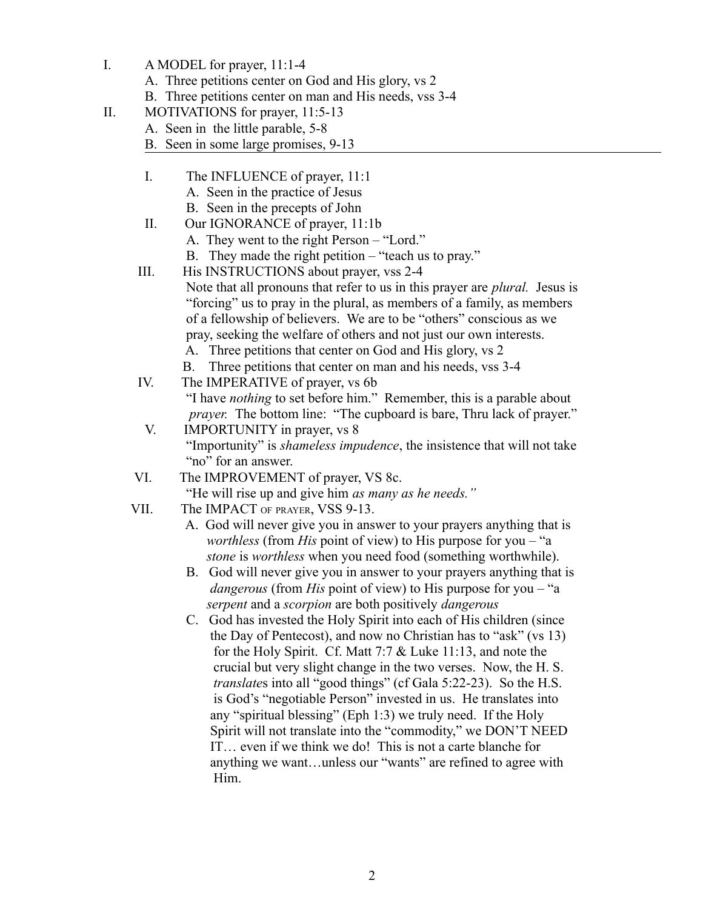I. A MODEL for prayer, 11:1-4
   - A. Three petitions center on God and His glory, vs 2
   - B. Three petitions center on man and His needs, vss 3-4

II. MOTIVATIONS for prayer, 11:5-13
   - A. Seen in the little parable, 5-8
   - B. Seen in some large promises, 9-13

---

I. The INFLUENCE of prayer, 11:1
   - A. Seen in the practice of Jesus
   - B. Seen in the precepts of John

II. Our IGNORANCE of prayer, 11:1b
   - A. They went to the right Person – "Lord."
   - B. They made the right petition – "teach us to pray."

III. His INSTRUCTIONS about prayer, vss 2-4

   Note that all pronouns that refer to us in this prayer are *plural.* Jesus is "forcing" us to pray in the plural, as members of a family, as members of a fellowship of believers. We are to be "others" conscious as we pray, seeking the welfare of others and not just our own interests.
   - A. Three petitions that center on God and His glory, vs 2
   - B. Three petitions that center on man and his needs, vss 3-4

IV. The IMPERATIVE of prayer, vs 6b

   "I have *nothing* to set before him." Remember, this is a parable about *prayer.* The bottom line: "The cupboard is bare, Thru lack of prayer."

V. IMPORTUNITY in prayer, vs 8

   "Importunity" is *shameless impudence*, the insistence that will not take "no" for an answer.

VI. The IMPROVEMENT of prayer, VS 8c.

   "He will rise up and give him *as many as he needs."*

VII. The IMPACT OF PRAYER, VSS 9-13.
   - A. God will never give you in answer to your prayers anything that is *worthless* (from *His* point of view) to His purpose for you – "a *stone* is *worthless* when you need food (something worthwhile).
   - B. God will never give you in answer to your prayers anything that is *dangerous* (from *His* point of view) to His purpose for you – "a *serpent* and a *scorpion* are both positively *dangerous*
   - C. God has invested the Holy Spirit into each of His children (since the Day of Pentecost), and now no Christian has to "ask" (vs 13) for the Holy Spirit. Cf. Matt 7:7 & Luke 11:13, and note the crucial but very slight change in the two verses. Now, the H. S. *translate*s into all "good things" (cf Gala 5:22-23). So the H.S. is God's "negotiable Person" invested in us. He translates into any "spiritual blessing" (Eph 1:3) we truly need. If the Holy Spirit will not translate into the "commodity," we DON'T NEED IT… even if we think we do! This is not a carte blanche for anything we want…unless our "wants" are refined to agree with Him.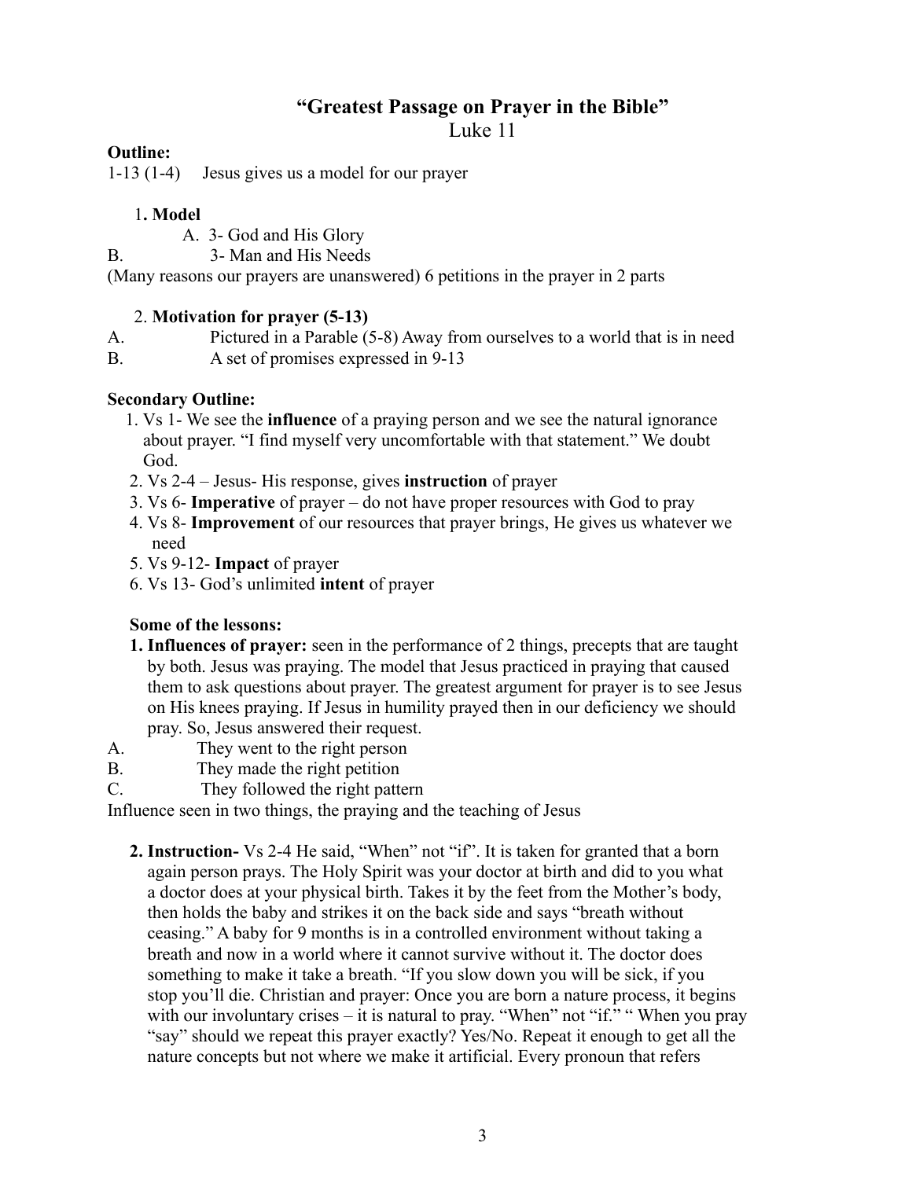# "Greatest Passage on Prayer in the Bible"

## Luke 11

**Outline:**

1-13 (1-4) Jesus gives us a model for our prayer

1. **Model**
   - A. 3- God and His Glory
   - B. 3- Man and His Needs

(Many reasons our prayers are unanswered) 6 petitions in the prayer in 2 parts

2. **Motivation for prayer (5-13)**
   - A. Pictured in a Parable (5-8) Away from ourselves to a world that is in need
   - B. A set of promises expressed in 9-13

**Secondary Outline:**

1. Vs 1- We see the **influence** of a praying person and we see the natural ignorance about prayer. "I find myself very uncomfortable with that statement." We doubt God.
2. Vs 2-4 – Jesus- His response, gives **instruction** of prayer
3. Vs 6- **Imperative** of prayer – do not have proper resources with God to pray
4. Vs 8- **Improvement** of our resources that prayer brings, He gives us whatever we need
5. Vs 9-12- **Impact** of prayer
6. Vs 13- God's unlimited **intent** of prayer

**Some of the lessons:**

1. **Influences of prayer:** seen in the performance of 2 things, precepts that are taught by both. Jesus was praying. The model that Jesus practiced in praying that caused them to ask questions about prayer. The greatest argument for prayer is to see Jesus on His knees praying. If Jesus in humility prayed then in our deficiency we should pray. So, Jesus answered their request.
   - A. They went to the right person
   - B. They made the right petition
   - C. They followed the right pattern

Influence seen in two things, the praying and the teaching of Jesus

2. **Instruction-** Vs 2-4 He said, "When" not "if". It is taken for granted that a born again person prays. The Holy Spirit was your doctor at birth and did to you what a doctor does at your physical birth. Takes it by the feet from the Mother's body, then holds the baby and strikes it on the back side and says "breath without ceasing." A baby for 9 months is in a controlled environment without taking a breath and now in a world where it cannot survive without it. The doctor does something to make it take a breath. "If you slow down you will be sick, if you stop you'll die. Christian and prayer: Once you are born a nature process, it begins with our involuntary crises – it is natural to pray. "When" not "if." " When you pray "say" should we repeat this prayer exactly? Yes/No. Repeat it enough to get all the nature concepts but not where we make it artificial. Every pronoun that refers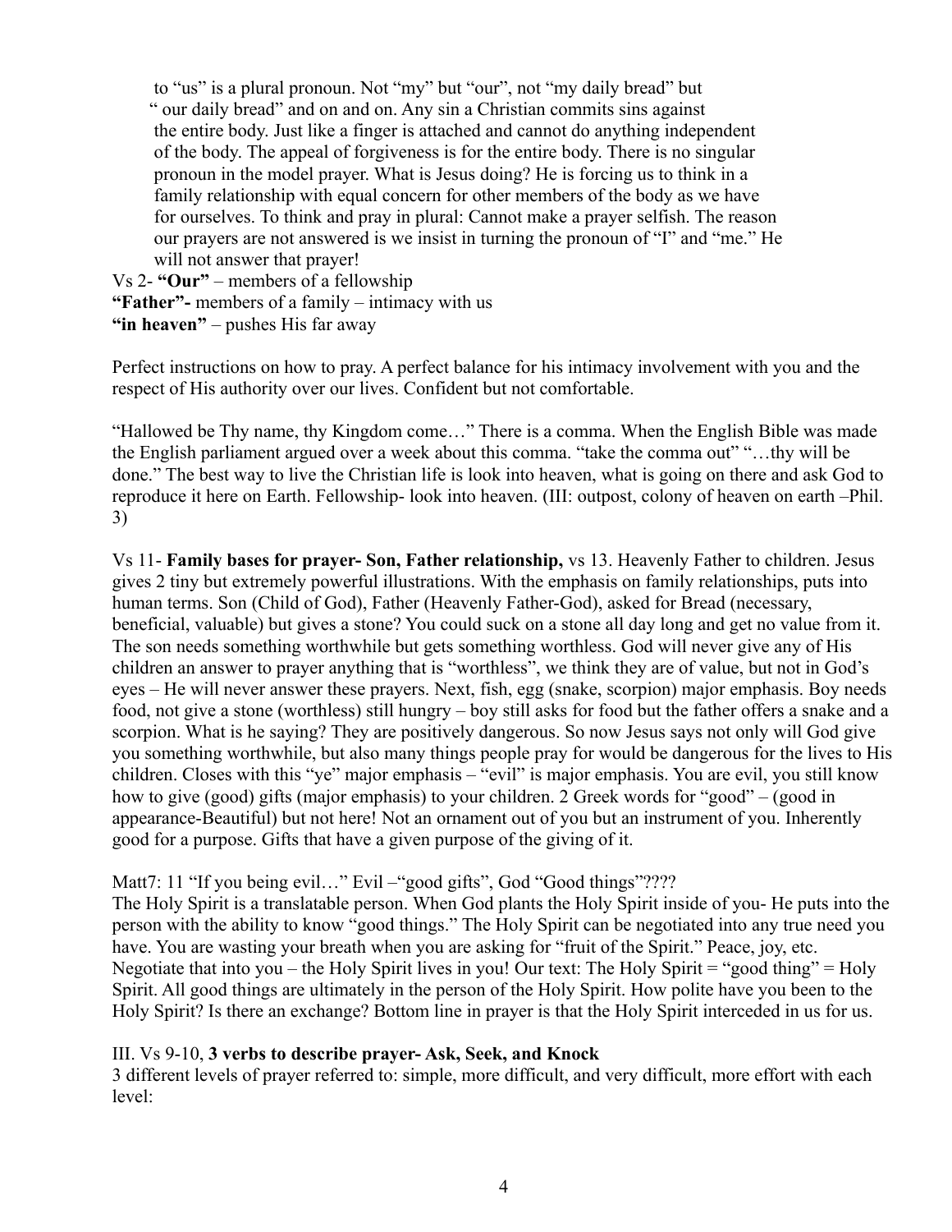to "us" is a plural pronoun. Not "my" but "our", not "my daily bread" but " our daily bread" and on and on. Any sin a Christian commits sins against the entire body. Just like a finger is attached and cannot do anything independent of the body. The appeal of forgiveness is for the entire body. There is no singular pronoun in the model prayer. What is Jesus doing? He is forcing us to think in a family relationship with equal concern for other members of the body as we have for ourselves. To think and pray in plural: Cannot make a prayer selfish. The reason our prayers are not answered is we insist in turning the pronoun of "I" and "me." He will not answer that prayer!

Vs 2- **"Our"** – members of a fellowship
**"Father"-** members of a family – intimacy with us
**"in heaven"** – pushes His far away

Perfect instructions on how to pray. A perfect balance for his intimacy involvement with you and the respect of His authority over our lives. Confident but not comfortable.

"Hallowed be Thy name, thy Kingdom come…" There is a comma. When the English Bible was made the English parliament argued over a week about this comma. "take the comma out" "…thy will be done." The best way to live the Christian life is look into heaven, what is going on there and ask God to reproduce it here on Earth. Fellowship- look into heaven. (III: outpost, colony of heaven on earth –Phil. 3)

Vs 11- **Family bases for prayer- Son, Father relationship,** vs 13. Heavenly Father to children. Jesus gives 2 tiny but extremely powerful illustrations. With the emphasis on family relationships, puts into human terms. Son (Child of God), Father (Heavenly Father-God), asked for Bread (necessary, beneficial, valuable) but gives a stone? You could suck on a stone all day long and get no value from it. The son needs something worthwhile but gets something worthless. God will never give any of His children an answer to prayer anything that is "worthless", we think they are of value, but not in God's eyes – He will never answer these prayers. Next, fish, egg (snake, scorpion) major emphasis. Boy needs food, not give a stone (worthless) still hungry – boy still asks for food but the father offers a snake and a scorpion. What is he saying? They are positively dangerous. So now Jesus says not only will God give you something worthwhile, but also many things people pray for would be dangerous for the lives to His children. Closes with this "ye" major emphasis – "evil" is major emphasis. You are evil, you still know how to give (good) gifts (major emphasis) to your children. 2 Greek words for "good" – (good in appearance-Beautiful) but not here! Not an ornament out of you but an instrument of you. Inherently good for a purpose. Gifts that have a given purpose of the giving of it.

Matt7: 11 "If you being evil…" Evil –"good gifts", God "Good things"????
The Holy Spirit is a translatable person. When God plants the Holy Spirit inside of you- He puts into the person with the ability to know "good things." The Holy Spirit can be negotiated into any true need you have. You are wasting your breath when you are asking for "fruit of the Spirit." Peace, joy, etc. Negotiate that into you – the Holy Spirit lives in you! Our text: The Holy Spirit = "good thing" = Holy Spirit. All good things are ultimately in the person of the Holy Spirit. How polite have you been to the Holy Spirit? Is there an exchange? Bottom line in prayer is that the Holy Spirit interceded in us for us.

III. Vs 9-10, **3 verbs to describe prayer- Ask, Seek, and Knock**
3 different levels of prayer referred to: simple, more difficult, and very difficult, more effort with each level: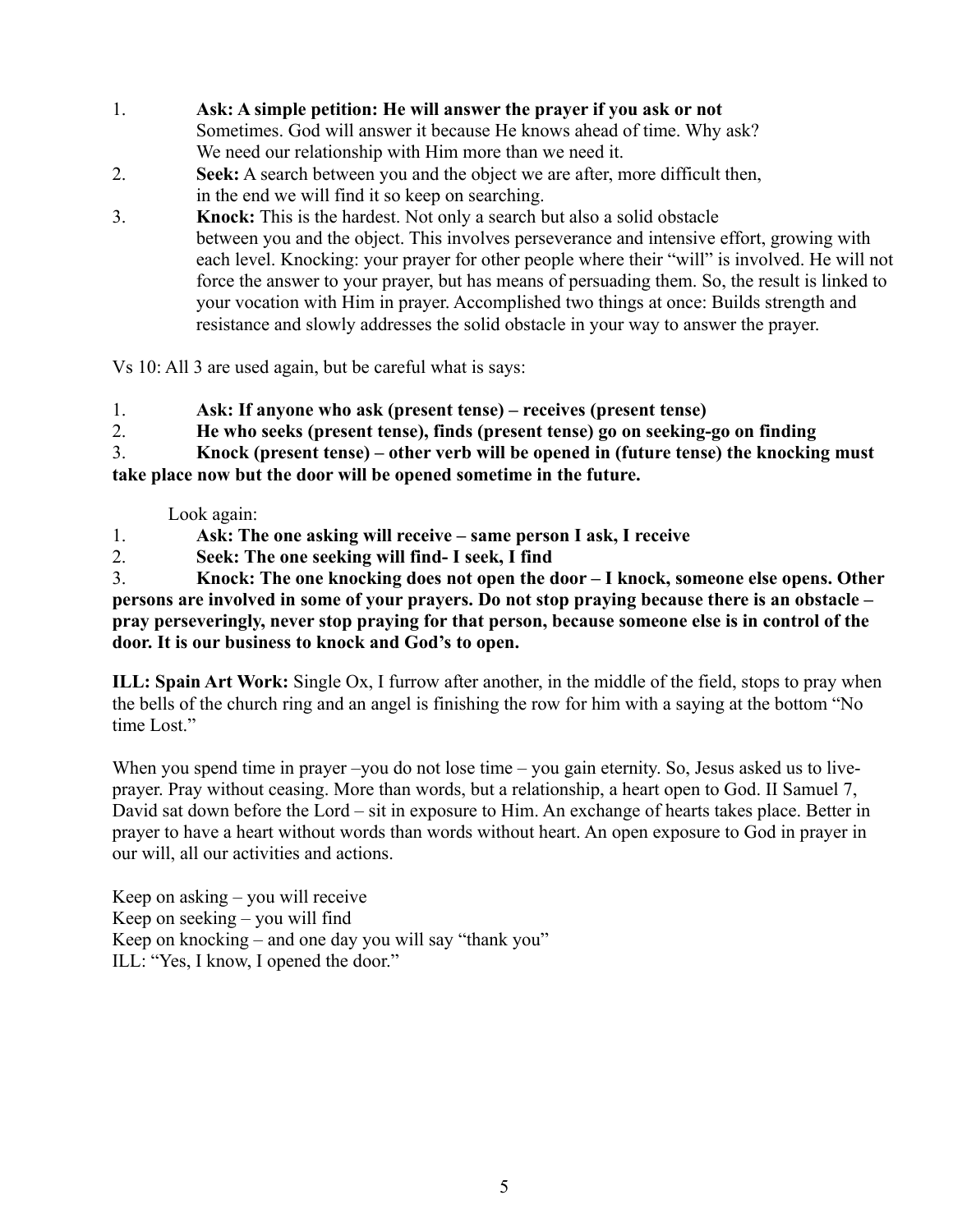1. **Ask: A simple petition: He will answer the prayer if you ask or not**
   Sometimes. God will answer it because He knows ahead of time. Why ask?
   We need our relationship with Him more than we need it.
2. **Seek:** A search between you and the object we are after, more difficult then, in the end we will find it so keep on searching.
3. **Knock:** This is the hardest. Not only a search but also a solid obstacle between you and the object. This involves perseverance and intensive effort, growing with each level. Knocking: your prayer for other people where their "will" is involved. He will not force the answer to your prayer, but has means of persuading them. So, the result is linked to your vocation with Him in prayer. Accomplished two things at once: Builds strength and resistance and slowly addresses the solid obstacle in your way to answer the prayer.

Vs 10: All 3 are used again, but be careful what is says:

1. **Ask: If anyone who ask (present tense) – receives (present tense)**
2. **He who seeks (present tense), finds (present tense) go on seeking-go on finding**
3. **Knock (present tense) – other verb will be opened in (future tense) the knocking must take place now but the door will be opened sometime in the future.**

Look again:

1. **Ask: The one asking will receive – same person I ask, I receive**
2. **Seek: The one seeking will find- I seek, I find**
3. **Knock: The one knocking does not open the door – I knock, someone else opens. Other persons are involved in some of your prayers. Do not stop praying because there is an obstacle – pray perseveringly, never stop praying for that person, because someone else is in control of the door. It is our business to knock and God's to open.**

**ILL: Spain Art Work:** Single Ox, I furrow after another, in the middle of the field, stops to pray when the bells of the church ring and an angel is finishing the row for him with a saying at the bottom "No time Lost."

When you spend time in prayer –you do not lose time – you gain eternity. So, Jesus asked us to live-prayer. Pray without ceasing. More than words, but a relationship, a heart open to God. II Samuel 7, David sat down before the Lord – sit in exposure to Him. An exchange of hearts takes place. Better in prayer to have a heart without words than words without heart. An open exposure to God in prayer in our will, all our activities and actions.

Keep on asking – you will receive
Keep on seeking – you will find
Keep on knocking – and one day you will say "thank you"
ILL: "Yes, I know, I opened the door."